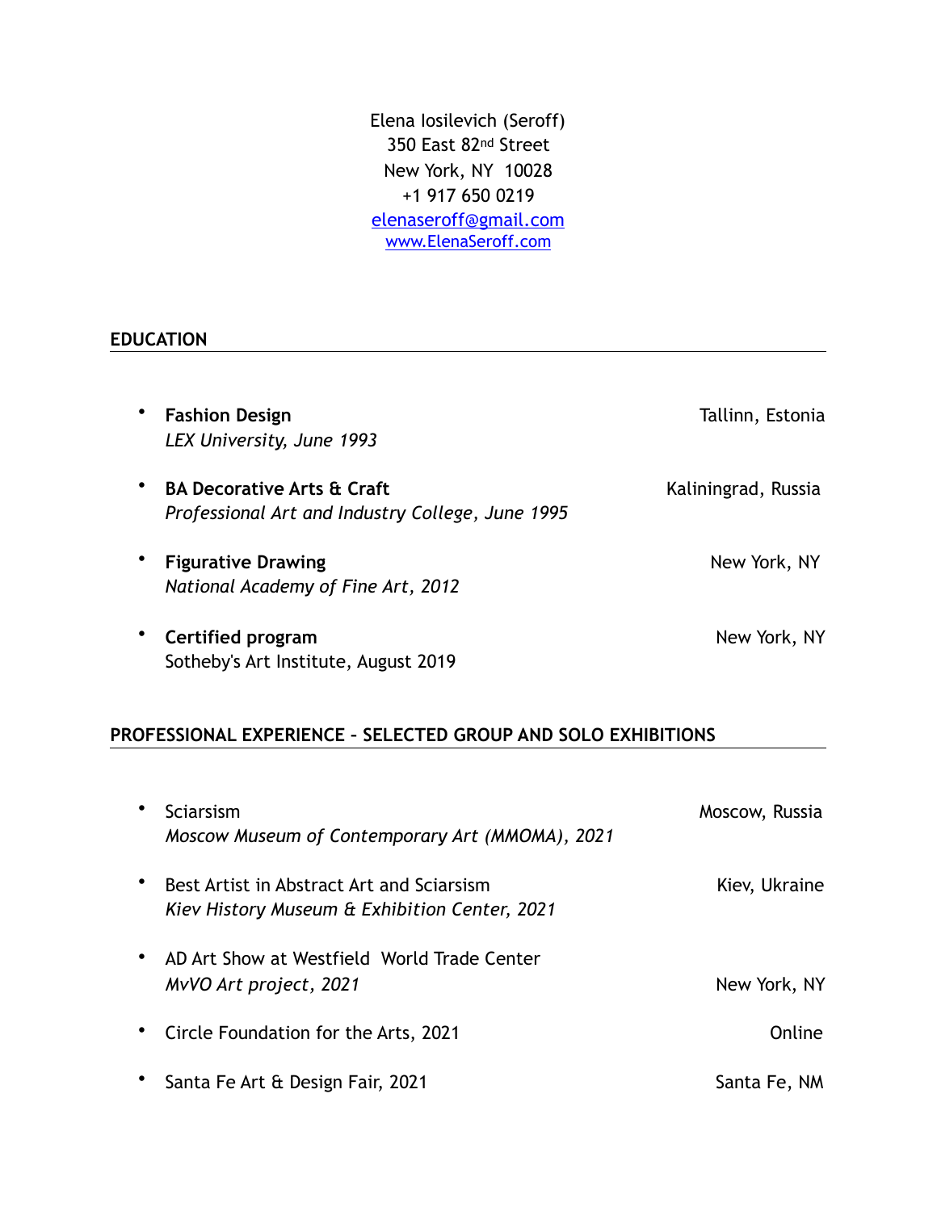Elena Iosilevich (Seroff)
350 East 82nd Street
New York, NY 10028
+1 917 650 0219
elenaseroff@gmail.com
www.ElenaSeroff.com

## EDUCATION

- **Fashion Design** — Tallinn, Estonia
  *LEX University, June 1993*

- **BA Decorative Arts & Craft** — Kaliningrad, Russia
  *Professional Art and Industry College, June 1995*

- **Figurative Drawing** — New York, NY
  *National Academy of Fine Art, 2012*

- **Certified program** — New York, NY
  Sotheby's Art Institute, August 2019

## PROFESSIONAL EXPERIENCE – SELECTED GROUP AND SOLO EXHIBITIONS

- Sciarsism — Moscow, Russia
  *Moscow Museum of Contemporary Art (MMOMA), 2021*

- Best Artist in Abstract Art and Sciarsism — Kiev, Ukraine
  *Kiev History Museum & Exhibition Center, 2021*

- AD Art Show at Westfield World Trade Center
  *MvVO Art project, 2021* — New York, NY

- Circle Foundation for the Arts, 2021 — Online

- Santa Fe Art & Design Fair, 2021 — Santa Fe, NM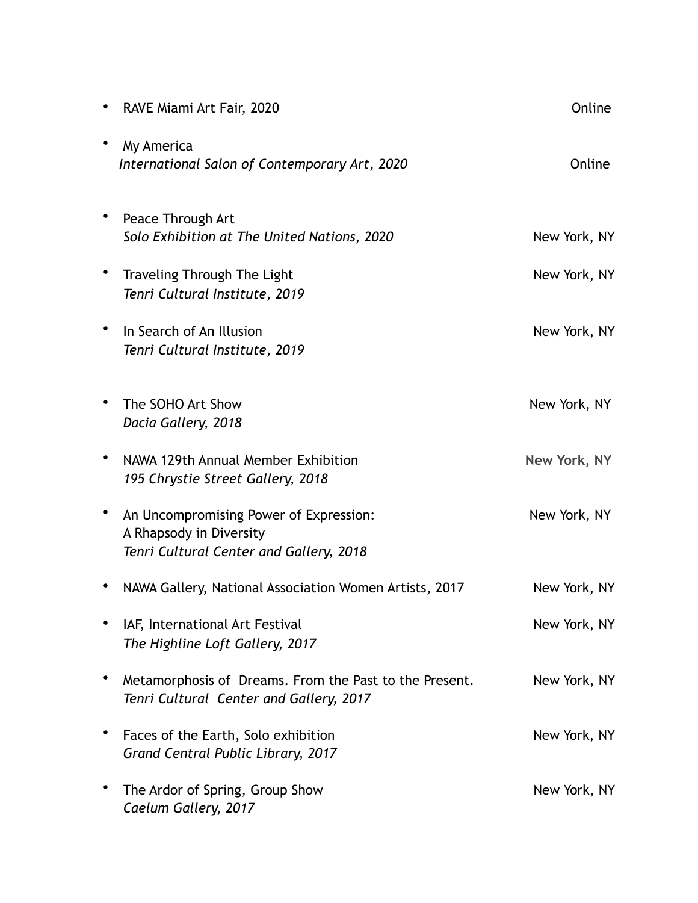- RAVE Miami Art Fair, 2020 — Online

- My America
  *International Salon of Contemporary Art, 2020* — Online

- Peace Through Art
  *Solo Exhibition at The United Nations, 2020* — New York, NY

- Traveling Through The Light — New York, NY
  *Tenri Cultural Institute, 2019*

- In Search of An Illusion — New York, NY
  *Tenri Cultural Institute, 2019*

- The SOHO Art Show — New York, NY
  *Dacia Gallery, 2018*

- NAWA 129th Annual Member Exhibition — **New York, NY**
  *195 Chrystie Street Gallery, 2018*

- An Uncompromising Power of Expression: — New York, NY
  A Rhapsody in Diversity
  *Tenri Cultural Center and Gallery, 2018*

- NAWA Gallery, National Association Women Artists, 2017 — New York, NY

- IAF, International Art Festival — New York, NY
  *The Highline Loft Gallery, 2017*

- Metamorphosis of Dreams. From the Past to the Present. — New York, NY
  *Tenri Cultural Center and Gallery, 2017*

- Faces of the Earth, Solo exhibition — New York, NY
  *Grand Central Public Library, 2017*

- The Ardor of Spring, Group Show — New York, NY
  *Caelum Gallery, 2017*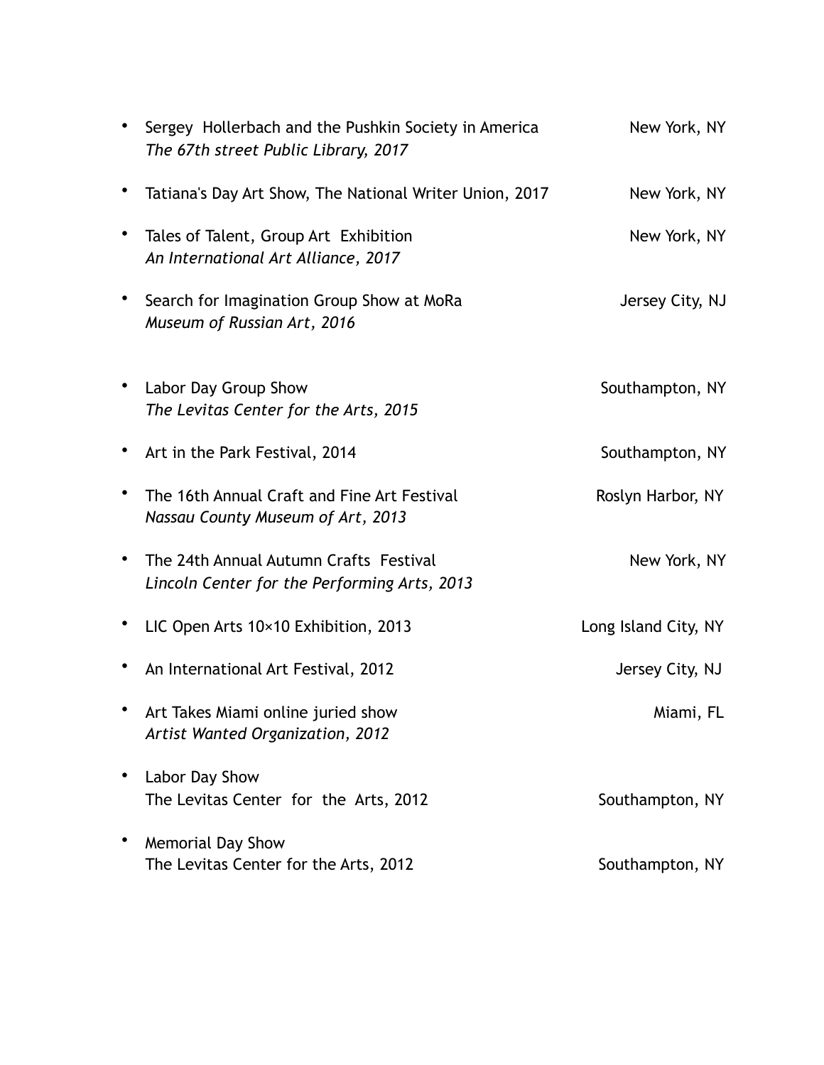- Sergey Hollerbach and the Pushkin Society in America — New York, NY
  *The 67th street Public Library, 2017*

- Tatiana's Day Art Show, The National Writer Union, 2017 — New York, NY

- Tales of Talent, Group Art Exhibition — New York, NY
  *An International Art Alliance, 2017*

- Search for Imagination Group Show at MoRa — Jersey City, NJ
  *Museum of Russian Art, 2016*

- Labor Day Group Show — Southampton, NY
  *The Levitas Center for the Arts, 2015*

- Art in the Park Festival, 2014 — Southampton, NY

- The 16th Annual Craft and Fine Art Festival — Roslyn Harbor, NY
  *Nassau County Museum of Art, 2013*

- The 24th Annual Autumn Crafts Festival — New York, NY
  *Lincoln Center for the Performing Arts, 2013*

- LIC Open Arts 10×10 Exhibition, 2013 — Long Island City, NY

- An International Art Festival, 2012 — Jersey City, NJ

- Art Takes Miami online juried show — Miami, FL
  *Artist Wanted Organization, 2012*

- Labor Day Show
  The Levitas Center for the Arts, 2012 — Southampton, NY

- Memorial Day Show
  The Levitas Center for the Arts, 2012 — Southampton, NY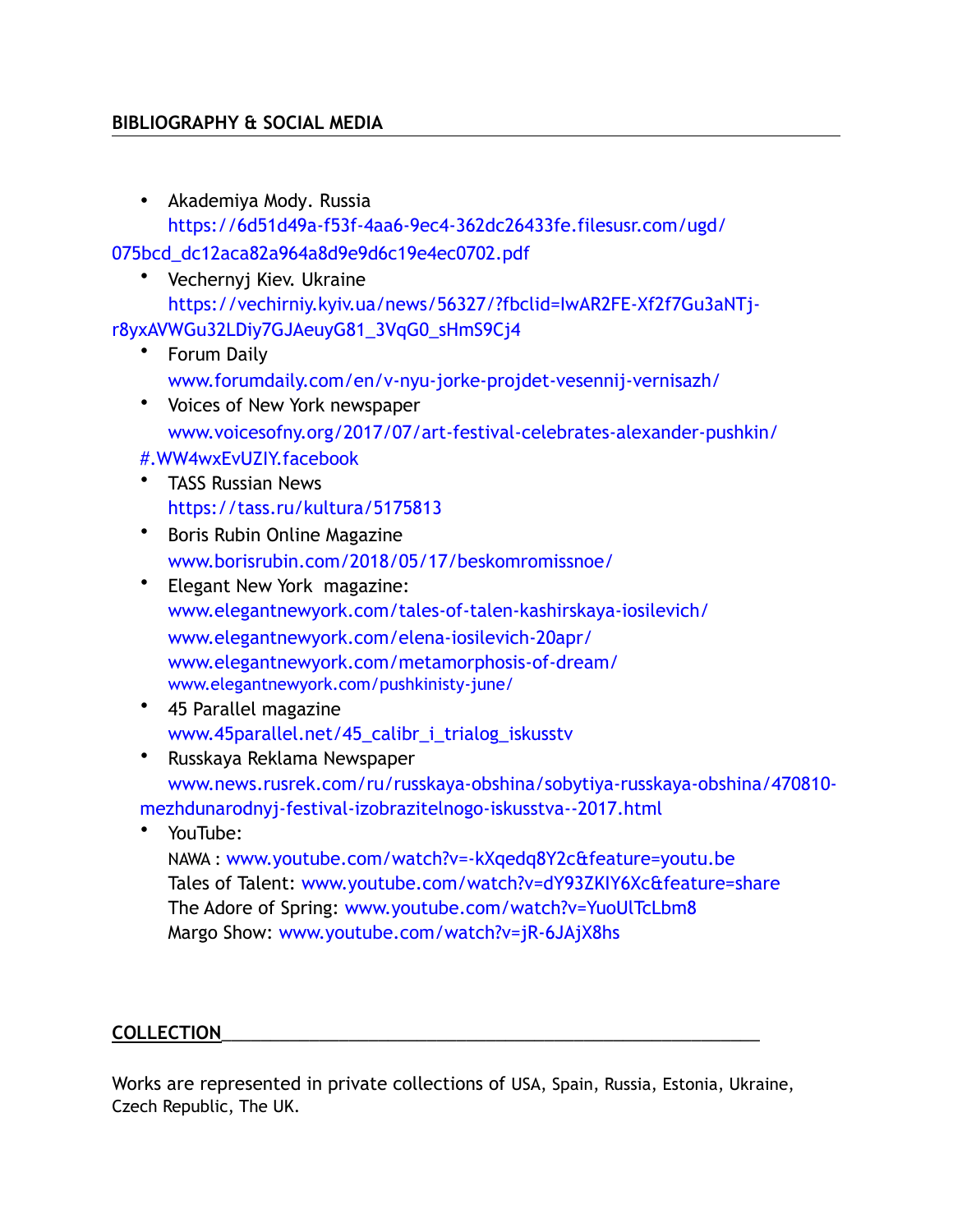## BIBLIOGRAPHY & SOCIAL MEDIA

- Akademiya Mody. Russia
  https://6d51d49a-f53f-4aa6-9ec4-362dc26433fe.filesusr.com/ugd/075bcd_dc12aca82a964a8d9e9d6c19e4ec0702.pdf
- Vechernyj Kiev. Ukraine
  https://vechirniy.kyiv.ua/news/56327/?fbclid=IwAR2FE-Xf2f7Gu3aNTj-r8yxAVWGu32LDiy7GJAeuyG81_3VqG0_sHmS9Cj4
- Forum Daily
  www.forumdaily.com/en/v-nyu-jorke-projdet-vesennij-vernisazh/
- Voices of New York newspaper
  www.voicesofny.org/2017/07/art-festival-celebrates-alexander-pushkin/#.WW4wxEvUZIY.facebook
- TASS Russian News
  https://tass.ru/kultura/5175813
- Boris Rubin Online Magazine
  www.borisrubin.com/2018/05/17/beskomromissnoe/
- Elegant New York magazine:
  www.elegantnewyork.com/tales-of-talen-kashirskaya-iosilevich/
  www.elegantnewyork.com/elena-iosilevich-20apr/
  www.elegantnewyork.com/metamorphosis-of-dream/
  www.elegantnewyork.com/pushkinisty-june/
- 45 Parallel magazine
  www.45parallel.net/45_calibr_i_trialog_iskusstv
- Russkaya Reklama Newspaper
  www.news.rusrek.com/ru/russkaya-obshina/sobytiya-russkaya-obshina/470810-mezhdunarodnyj-festival-izobrazitelnogo-iskusstva--2017.html
- YouTube:
  NAWA : www.youtube.com/watch?v=-kXqedq8Y2c&feature=youtu.be
  Tales of Talent: www.youtube.com/watch?v=dY93ZKIY6Xc&feature=share
  The Adore of Spring: www.youtube.com/watch?v=YuoUlTcLbm8
  Margo Show: www.youtube.com/watch?v=jR-6JAjX8hs

## COLLECTION

Works are represented in private collections of USA, Spain, Russia, Estonia, Ukraine, Czech Republic, The UK.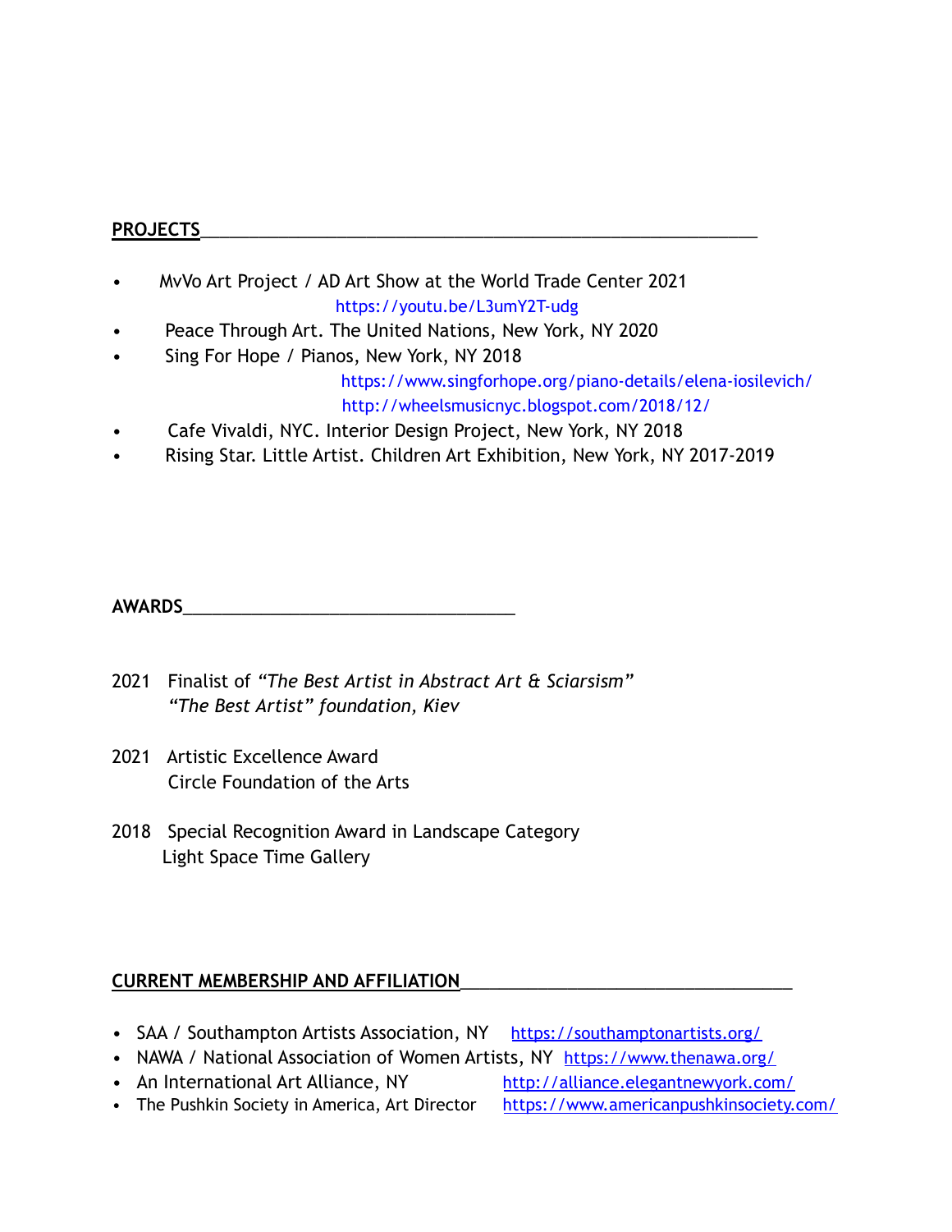## PROJECTS

- MvVo Art Project / AD Art Show at the World Trade Center 2021
  https://youtu.be/L3umY2T-udg
- Peace Through Art. The United Nations, New York, NY 2020
- Sing For Hope / Pianos, New York, NY 2018
  https://www.singforhope.org/piano-details/elena-iosilevich/
  http://wheelsmusicnyc.blogspot.com/2018/12/
- Cafe Vivaldi, NYC. Interior Design Project, New York, NY 2018
- Rising Star. Little Artist. Children Art Exhibition, New York, NY 2017-2019

## AWARDS

2021 Finalist of *"The Best Artist in Abstract Art & Sciarsism"*
*"The Best Artist" foundation, Kiev*

2021 Artistic Excellence Award
Circle Foundation of the Arts

2018 Special Recognition Award in Landscape Category
Light Space Time Gallery

## CURRENT MEMBERSHIP AND AFFILIATION

- SAA / Southampton Artists Association, NY https://southamptonartists.org/
- NAWA / National Association of Women Artists, NY https://www.thenawa.org/
- An International Art Alliance, NY http://alliance.elegantnewyork.com/
- The Pushkin Society in America, Art Director https://www.americanpushkinsociety.com/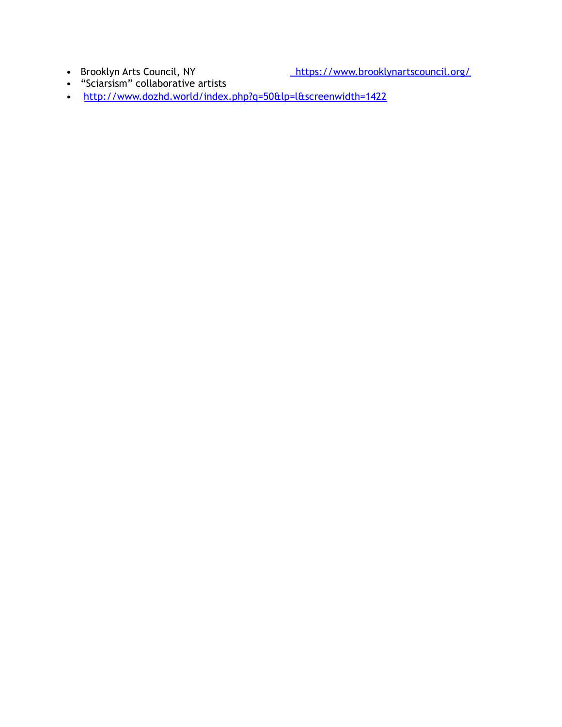- Brooklyn Arts Council, NY https://www.brooklynartscouncil.org/
- "Sciarsism" collaborative artists
- http://www.dozhd.world/index.php?q=50&lp=l&screenwidth=1422